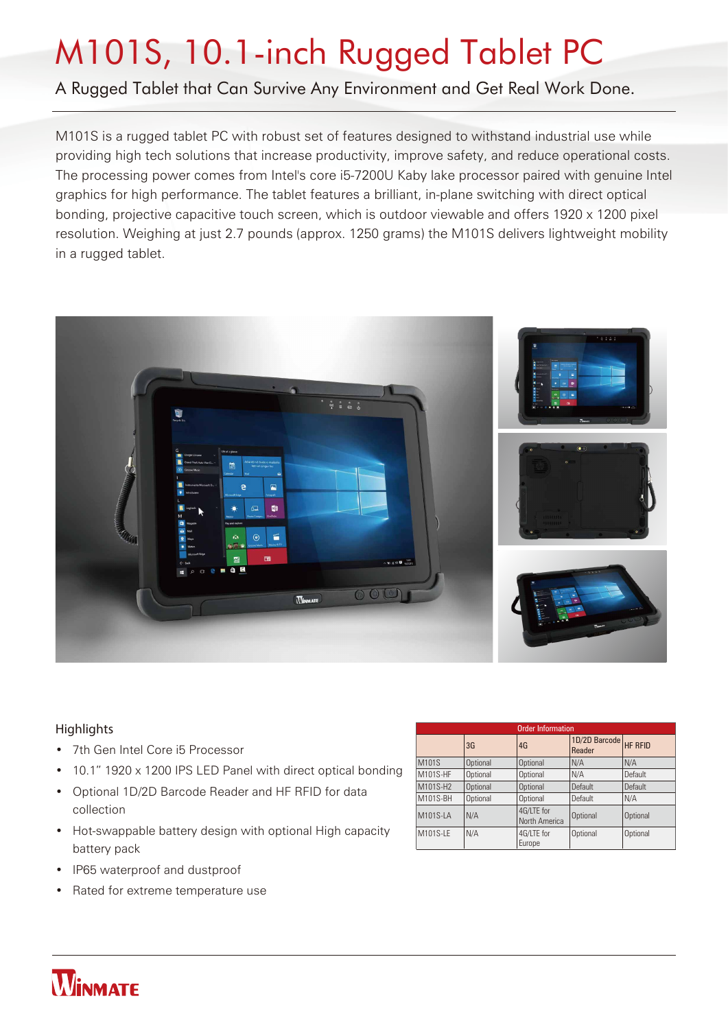# M101S, 10.1-inch Rugged Tablet PC

A Rugged Tablet that Can Survive Any Environment and Get Real Work Done.

M101S is a rugged tablet PC with robust set of features designed to withstand industrial use while providing high tech solutions that increase productivity, improve safety, and reduce operational costs. The processing power comes from Intel's core i5-7200U Kaby lake processor paired with genuine Intel graphics for high performance. The tablet features a brilliant, in-plane switching with direct optical bonding, projective capacitive touch screen, which is outdoor viewable and offers 1920 x 1200 pixel resolution. Weighing at just 2.7 pounds (approx. 1250 grams) the M101S delivers lightweight mobility in a rugged tablet.

## Highlights

- 7th Gen Intel Core i5 Processor
- 10.1" 1920 x 1200 IPS LED Panel with direct optical bonding
- Optional 1D/2D Barcode Reader and HF RFID for data collection
- Hot-swappable battery design with optional High capacity battery pack
- IP65 waterproof and dustproof
- Rated for extreme temperature use

**Order Information**

| | 3G | 4G | 1D/2D Barcode Reader | HF RFID |
|---|---|---|---|---|
| M101S | Optional | Optional | N/A | N/A |
| M101S-HF | Optional | Optional | N/A | Default |
| M101S-H2 | Optional | Optional | Default | Default |
| M101S-BH | Optional | Optional | Default | N/A |
| M101S-LA | N/A | 4G/LTE for North America | Optional | Optional |
| M101S-LE | N/A | 4G/LTE for Europe | Optional | Optional |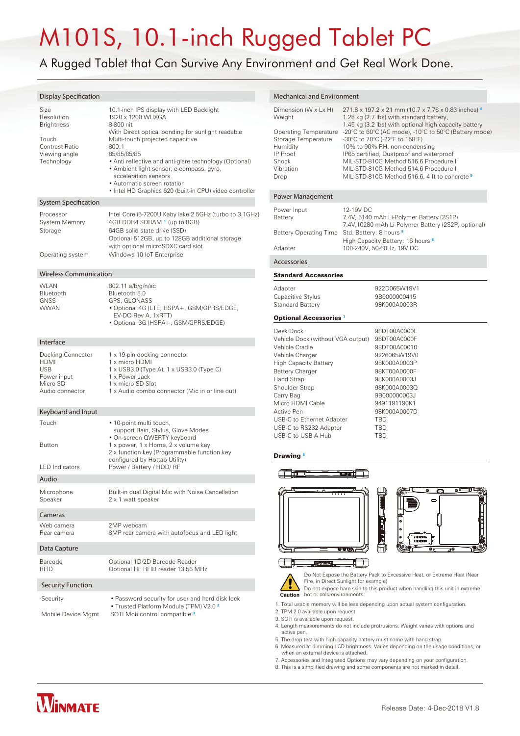# M101S, 10.1-inch Rugged Tablet PC

## A Rugged Tablet that Can Survive Any Environment and Get Real Work Done.

### Display Specification

| | |
|---|---|
| Size | 10.1-inch IPS display with LED Backlight |
| Resolution | 1920 x 1200 WUXGA |
| Brightness | 8-800 nit<br>With Direct optical bonding for sunlight readable |
| Touch | Multi-touch projected capacitive |
| Contrast Ratio | 800:1 |
| Viewing angle | 85/85/85/85 |
| Technology | • Anti reflective and anti-glare technology (Optional)<br>• Ambient light sensor, e-compass, gyro, acceleration sensors<br>• Automatic screen rotation<br>• Intel HD Graphics 620 (built-in CPU) video controller |

### System Specification

| | |
|---|---|
| Processor | Intel Core i5-7200U Kaby lake 2.5GHz (turbo to 3.1GHz) |
| System Memory | 4GB DDR4 SDRAM [1] (up to 8GB) |
| Storage | 64GB solid state drive (SSD)<br>Optional 512GB, up to 128GB additional storage with optional microSDXC card slot |
| Operating system | Windows 10 IoT Enterprise |

### Wireless Communication

| | |
|---|---|
| WLAN | 802.11 a/b/g/n/ac |
| Bluetooth | Bluetooth 5.0 |
| GNSS | GPS, GLONASS |
| WWAN | • Optional 4G (LTE, HSPA+, GSM/GPRS/EDGE, EV-DO Rev A, 1xRTT)<br>• Optional 3G (HSPA+, GSM/GPRS/EDGE) |

### Interface

| | |
|---|---|
| Docking Connector | 1 x 19-pin docking connector |
| HDMI | 1 x micro HDMI |
| USB | 1 x USB3.0 (Type A), 1 x USB3.0 (Type C) |
| Power input | 1 x Power Jack |
| Micro SD | 1 x micro SD Slot |
| Audio connector | 1 x Audio combo connector (Mic in or line out) |

### Keyboard and Input

| | |
|---|---|
| Touch | • 10-point multi touch, support Rain, Stylus, Glove Modes<br>• On-screen QWERTY keyboard |
| Button | 1 x power, 1 x Home, 2 x volume key<br>2 x function key (Programmable function key configured by Hottab Utility) |
| LED Indicators | Power / Battery / HDD/ RF |

### Audio

| | |
|---|---|
| Microphone | Built-in dual Digital Mic with Noise Cancellation |
| Speaker | 2 x 1 watt speaker |

### Cameras

| | |
|---|---|
| Web camera | 2MP webcam |
| Rear camera | 8MP rear camera with autofocus and LED light |

### Data Capture

| | |
|---|---|
| Barcode | Optional 1D/2D Barcode Reader |
| RFID | Optional HF RFID reader 13.56 MHz |

### Security Function

| | |
|---|---|
| Security | • Password security for user and hard disk lock<br>• Trusted Platform Module (TPM) V2.0 [2] |
| Mobile Device Mgmt | SOTI Mobicontrol compatible [3] |

### Mechanical and Environment

| | |
|---|---|
| Dimension (W x L x H) | 271.8 x 197.2 x 21 mm (10.7 x 7.76 x 0.83 inches) [4] |
| Weight | 1.25 kg (2.7 lbs) with standard battery,<br>1.45 kg (3.2 lbs) with optional high capacity battery |
| Operating Temperature | -20°C to 60°C (AC mode), -10°C to 50°C (Battery mode) |
| Storage Temperature | -30°C to 70°C (-22°F to 158°F) |
| Humidity | 10% to 90% RH, non-condensing |
| IP Proof | IP65 certified, Dustproof and waterproof |
| Shock | MIL-STD-810G Method 516.6 Procedure I |
| Vibration | MIL-STD-810G Method 514.6 Procedure I |
| Drop | MIL-STD-810G Method 516.6, 4 ft to concrete [5] |

### Power Management

| | |
|---|---|
| Power Input | 12-19V DC |
| Battery | 7.4V, 5140 mAh Li-Polymer Battery (2S1P)<br>7.4V,10280 mAh Li-Polymer Battery (2S2P, optional) |
| Battery Operating Time | Std. Battery: 8 hours [6]<br>High Capacity Battery: 16 hours [6] |
| Adapter | 100-240V, 50-60Hz, 19V DC |

### Accessories

**Standard Accessories**

| | |
|---|---|
| Adapter | 922D065W19V1 |
| Capacitive Stylus | 9B0000000415 |
| Standard Battery | 98K000A0003R |

**Optional Accessories [7]**

| | |
|---|---|
| Desk Dock | 98DT00A0000E |
| Vehicle Dock (without VGA output) | 98DT00A0000F |
| Vehicle Cradle | 98DT00A00010 |
| Vehicle Charger | 9226065W19V0 |
| High Capacity Battery | 98K000A0003P |
| Battery Charger | 98KT00A0000F |
| Hand Strap | 98K000A0003J |
| Shoulder Strap | 98K000A0003Q |
| Carry Bag | 9B000000003J |
| Micro HDMI Cable | 9491191190K1 |
| Active Pen | 98K000A0007D |
| USB-C to Ethernet Adapter | TBD |
| USB-C to RS232 Adapter | TBD |
| USB-C to USB-A Hub | TBD |

**Drawing [8]**

Caution

Do Not Expose the Battery Pack to Excessive Heat, or Extreme Heat (Near Fire, in Direct Sunlight for example)

Do not expose bare skin to this product when handling this unit in extreme hot or cold environments

1. Total usable memory will be less depending upon actual system configuration.
2. TPM 2.0 available upon request.
3. SOTI is available upon request.
4. Length measurements do not include protrusions. Weight varies with options and active pen.
5. The drop test with high-capacity battery must come with hand strap.
6. Measured at dimming LCD brightness. Varies depending on the usage conditions, or when an external device is attached.
7. Accessories and Integrated Options may vary depending on your configuration.
8. This is a simplified drawing and some components are not marked in detail.

Release Date: 4-Dec-2018 V1.8